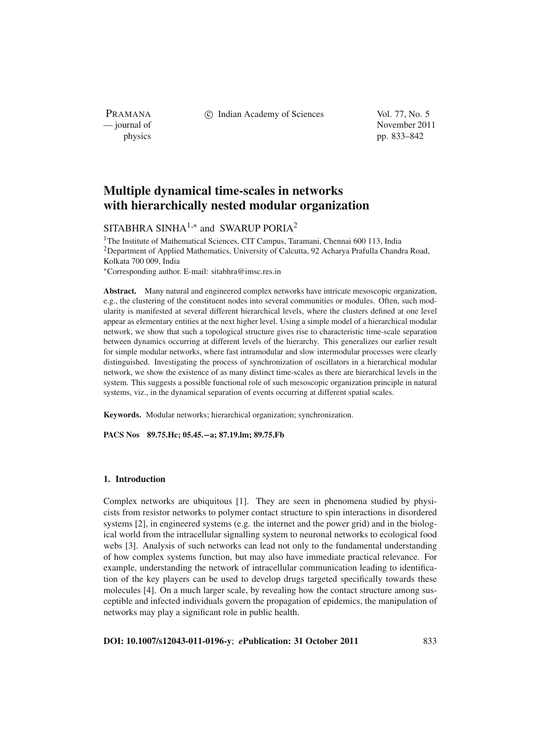# Multiple dynamical time-scales in networks with hierarchically nested modular organization

SITABHRA SINHA[1,*] and SWARUP PORIA[2]

[1]The Institute of Mathematical Sciences, CIT Campus, Taramani, Chennai 600 113, India
[2]Department of Applied Mathematics, University of Calcutta, 92 Acharya Prafulla Chandra Road, Kolkata 700 009, India
[*]Corresponding author. E-mail: sitabhra@imsc.res.in

**Abstract.** Many natural and engineered complex networks have intricate mesoscopic organization, e.g., the clustering of the constituent nodes into several communities or modules. Often, such modularity is manifested at several different hierarchical levels, where the clusters defined at one level appear as elementary entities at the next higher level. Using a simple model of a hierarchical modular network, we show that such a topological structure gives rise to characteristic time-scale separation between dynamics occurring at different levels of the hierarchy. This generalizes our earlier result for simple modular networks, where fast intramodular and slow intermodular processes were clearly distinguished. Investigating the process of synchronization of oscillators in a hierarchical modular network, we show the existence of as many distinct time-scales as there are hierarchical levels in the system. This suggests a possible functional role of such mesoscopic organization principle in natural systems, viz., in the dynamical separation of events occurring at different spatial scales.

**Keywords.** Modular networks; hierarchical organization; synchronization.

**PACS Nos** 89.75.Hc; 05.45.−a; 87.19.lm; 89.75.Fb

## 1. Introduction

Complex networks are ubiquitous [1]. They are seen in phenomena studied by physicists from resistor networks to polymer contact structure to spin interactions in disordered systems [2], in engineered systems (e.g. the internet and the power grid) and in the biological world from the intracellular signalling system to neuronal networks to ecological food webs [3]. Analysis of such networks can lead not only to the fundamental understanding of how complex systems function, but may also have immediate practical relevance. For example, understanding the network of intracellular communication leading to identification of the key players can be used to develop drugs targeted specifically towards these molecules [4]. On a much larger scale, by revealing how the contact structure among susceptible and infected individuals govern the propagation of epidemics, the manipulation of networks may play a significant role in public health.

**DOI: 10.1007/s12043-011-0196-y**; ***e*Publication: 31 October 2011**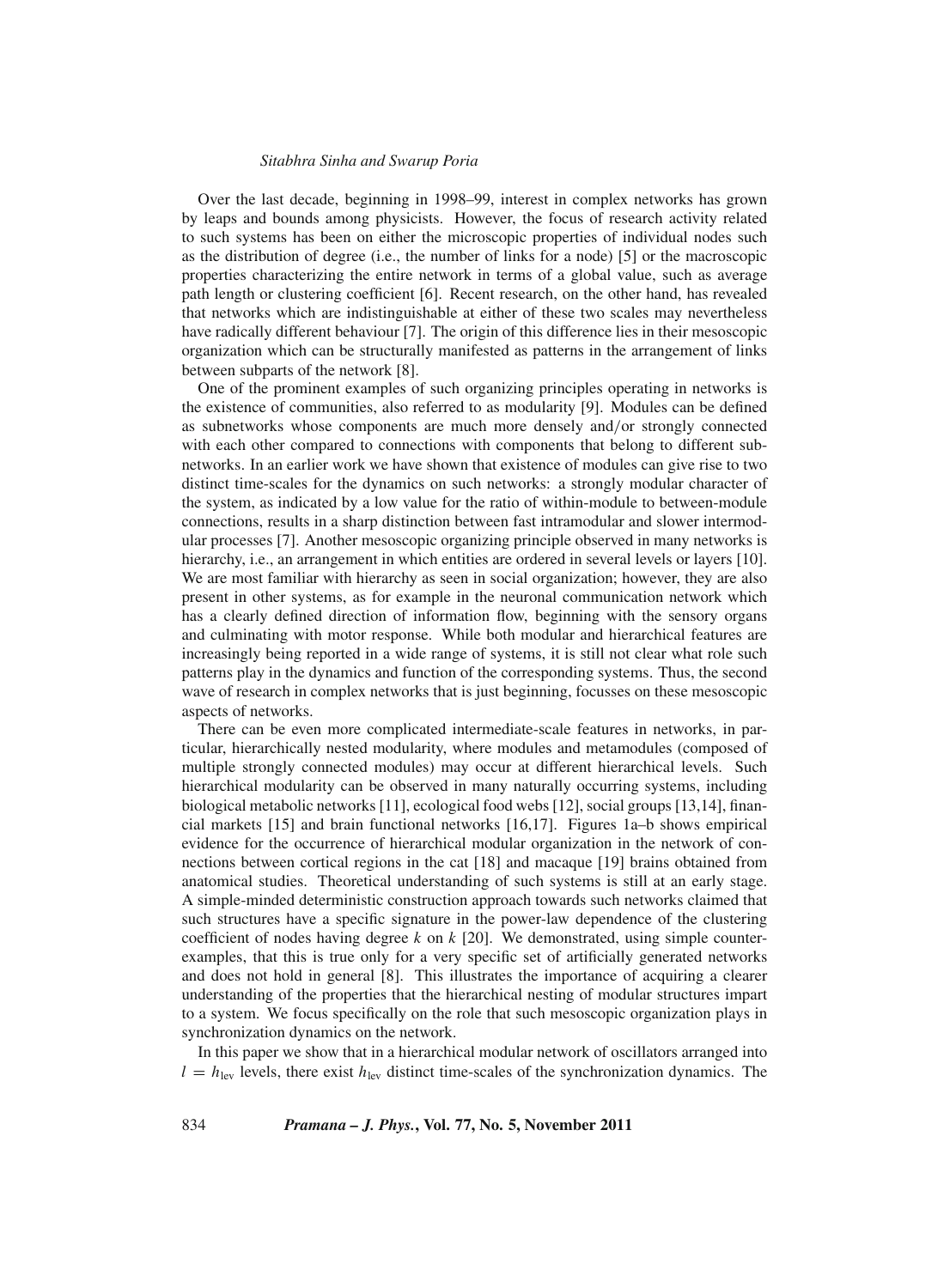Over the last decade, beginning in 1998–99, interest in complex networks has grown by leaps and bounds among physicists. However, the focus of research activity related to such systems has been on either the microscopic properties of individual nodes such as the distribution of degree (i.e., the number of links for a node) [5] or the macroscopic properties characterizing the entire network in terms of a global value, such as average path length or clustering coefficient [6]. Recent research, on the other hand, has revealed that networks which are indistinguishable at either of these two scales may nevertheless have radically different behaviour [7]. The origin of this difference lies in their mesoscopic organization which can be structurally manifested as patterns in the arrangement of links between subparts of the network [8].

One of the prominent examples of such organizing principles operating in networks is the existence of communities, also referred to as modularity [9]. Modules can be defined as subnetworks whose components are much more densely and/or strongly connected with each other compared to connections with components that belong to different subnetworks. In an earlier work we have shown that existence of modules can give rise to two distinct time-scales for the dynamics on such networks: a strongly modular character of the system, as indicated by a low value for the ratio of within-module to between-module connections, results in a sharp distinction between fast intramodular and slower intermodular processes [7]. Another mesoscopic organizing principle observed in many networks is hierarchy, i.e., an arrangement in which entities are ordered in several levels or layers [10]. We are most familiar with hierarchy as seen in social organization; however, they are also present in other systems, as for example in the neuronal communication network which has a clearly defined direction of information flow, beginning with the sensory organs and culminating with motor response. While both modular and hierarchical features are increasingly being reported in a wide range of systems, it is still not clear what role such patterns play in the dynamics and function of the corresponding systems. Thus, the second wave of research in complex networks that is just beginning, focusses on these mesoscopic aspects of networks.

There can be even more complicated intermediate-scale features in networks, in particular, hierarchically nested modularity, where modules and metamodules (composed of multiple strongly connected modules) may occur at different hierarchical levels. Such hierarchical modularity can be observed in many naturally occurring systems, including biological metabolic networks [11], ecological food webs [12], social groups [13,14], financial markets [15] and brain functional networks [16,17]. Figures 1a–b shows empirical evidence for the occurrence of hierarchical modular organization in the network of connections between cortical regions in the cat [18] and macaque [19] brains obtained from anatomical studies. Theoretical understanding of such systems is still at an early stage. A simple-minded deterministic construction approach towards such networks claimed that such structures have a specific signature in the power-law dependence of the clustering coefficient of nodes having degree $k$ on $k$ [20]. We demonstrated, using simple counter-examples, that this is true only for a very specific set of artificially generated networks and does not hold in general [8]. This illustrates the importance of acquiring a clearer understanding of the properties that the hierarchical nesting of modular structures impart to a system. We focus specifically on the role that such mesoscopic organization plays in synchronization dynamics on the network.

In this paper we show that in a hierarchical modular network of oscillators arranged into $l = h_{\text{lev}}$ levels, there exist $h_{\text{lev}}$ distinct time-scales of the synchronization dynamics. The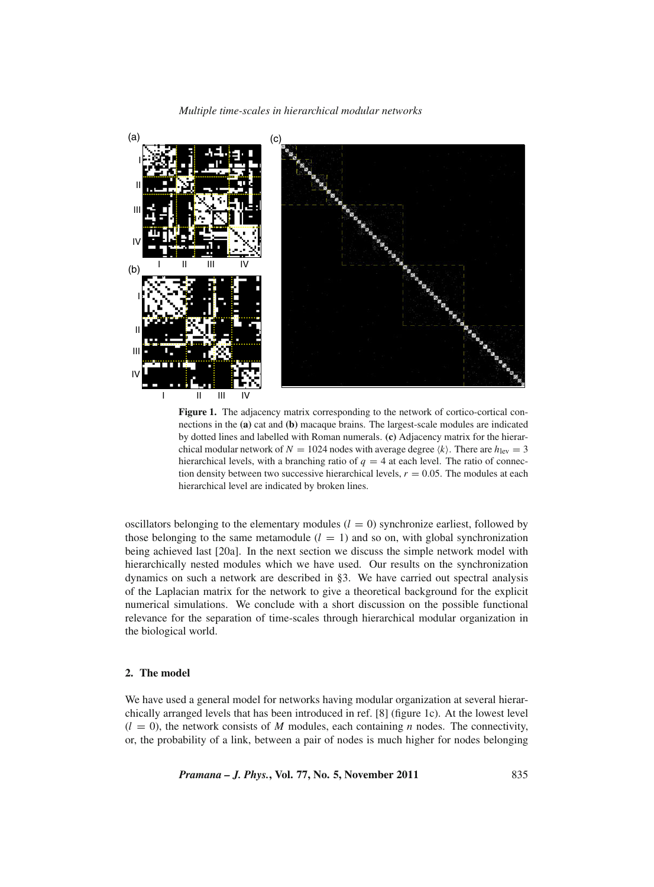**Figure 1.** The adjacency matrix corresponding to the network of cortico-cortical connections in the **(a)** cat and **(b)** macaque brains. The largest-scale modules are indicated by dotted lines and labelled with Roman numerals. **(c)** Adjacency matrix for the hierarchical modular network of $N = 1024$ nodes with average degree $\langle k \rangle$. There are $h_{\text{lev}} = 3$ hierarchical levels, with a branching ratio of $q = 4$ at each level. The ratio of connection density between two successive hierarchical levels, $r = 0.05$. The modules at each hierarchical level are indicated by broken lines.

oscillators belonging to the elementary modules ($l = 0$) synchronize earliest, followed by those belonging to the same metamodule ($l = 1$) and so on, with global synchronization being achieved last [20a]. In the next section we discuss the simple network model with hierarchically nested modules which we have used. Our results on the synchronization dynamics on such a network are described in §3. We have carried out spectral analysis of the Laplacian matrix for the network to give a theoretical background for the explicit numerical simulations. We conclude with a short discussion on the possible functional relevance for the separation of time-scales through hierarchical modular organization in the biological world.

## 2. The model

We have used a general model for networks having modular organization at several hierarchically arranged levels that has been introduced in ref. [8] (figure 1c). At the lowest level ($l = 0$), the network consists of $M$ modules, each containing $n$ nodes. The connectivity, or, the probability of a link, between a pair of nodes is much higher for nodes belonging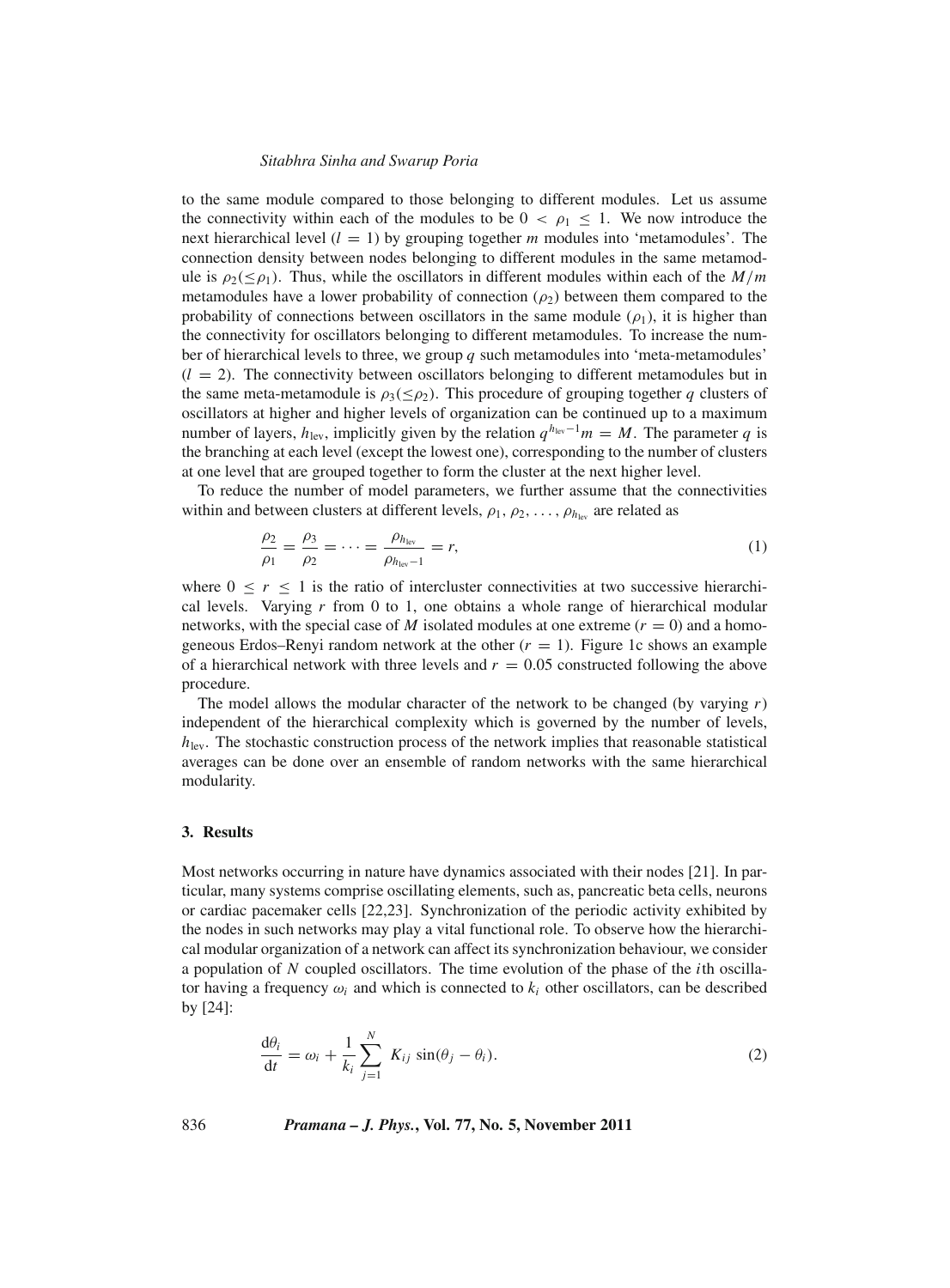to the same module compared to those belonging to different modules. Let us assume the connectivity within each of the modules to be $0 < \rho_1 \leq 1$. We now introduce the next hierarchical level ($l = 1$) by grouping together $m$ modules into 'metamodules'. The connection density between nodes belonging to different modules in the same metamodule is $\rho_2 (\leq \rho_1)$. Thus, while the oscillators in different modules within each of the $M/m$ metamodules have a lower probability of connection ($\rho_2$) between them compared to the probability of connections between oscillators in the same module ($\rho_1$), it is higher than the connectivity for oscillators belonging to different metamodules. To increase the number of hierarchical levels to three, we group $q$ such metamodules into 'meta-metamodules' ($l = 2$). The connectivity between oscillators belonging to different metamodules but in the same meta-metamodule is $\rho_3 (\leq \rho_2)$. This procedure of grouping together $q$ clusters of oscillators at higher and higher levels of organization can be continued up to a maximum number of layers, $h_{\text{lev}}$, implicitly given by the relation $q^{h_{\text{lev}}-1} m = M$. The parameter $q$ is the branching at each level (except the lowest one), corresponding to the number of clusters at one level that are grouped together to form the cluster at the next higher level.

To reduce the number of model parameters, we further assume that the connectivities within and between clusters at different levels, $\rho_1, \rho_2, \ldots, \rho_{h_{\text{lev}}}$ are related as

$$\frac{\rho_2}{\rho_1} = \frac{\rho_3}{\rho_2} = \cdots = \frac{\rho_{h_{\text{lev}}}}{\rho_{h_{\text{lev}}-1}} = r, \tag{1}$$

where $0 \leq r \leq 1$ is the ratio of intercluster connectivities at two successive hierarchical levels. Varying $r$ from 0 to 1, one obtains a whole range of hierarchical modular networks, with the special case of $M$ isolated modules at one extreme ($r = 0$) and a homogeneous Erdos–Renyi random network at the other ($r = 1$). Figure 1c shows an example of a hierarchical network with three levels and $r = 0.05$ constructed following the above procedure.

The model allows the modular character of the network to be changed (by varying $r$) independent of the hierarchical complexity which is governed by the number of levels, $h_{\text{lev}}$. The stochastic construction process of the network implies that reasonable statistical averages can be done over an ensemble of random networks with the same hierarchical modularity.

## 3. Results

Most networks occurring in nature have dynamics associated with their nodes [21]. In particular, many systems comprise oscillating elements, such as, pancreatic beta cells, neurons or cardiac pacemaker cells [22,23]. Synchronization of the periodic activity exhibited by the nodes in such networks may play a vital functional role. To observe how the hierarchical modular organization of a network can affect its synchronization behaviour, we consider a population of $N$ coupled oscillators. The time evolution of the phase of the $i$th oscillator having a frequency $\omega_i$ and which is connected to $k_i$ other oscillators, can be described by [24]:

$$\frac{\mathrm{d}\theta_i}{\mathrm{d}t} = \omega_i + \frac{1}{k_i} \sum_{j=1}^{N} K_{ij} \sin(\theta_j - \theta_i). \tag{2}$$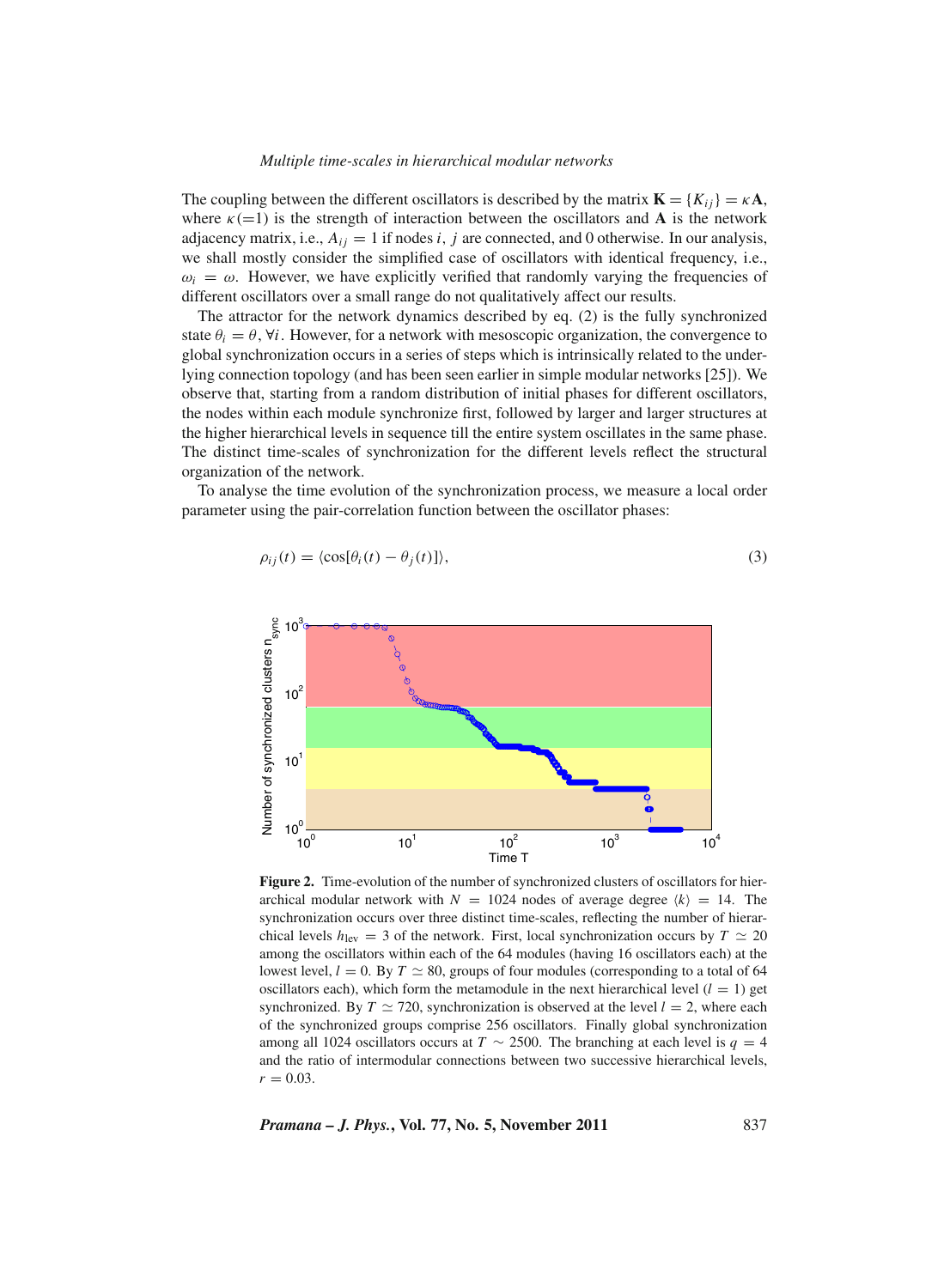The coupling between the different oscillators is described by the matrix $\mathbf{K} = \{K_{ij}\} = \kappa \mathbf{A}$, where $\kappa(=1)$ is the strength of interaction between the oscillators and $\mathbf{A}$ is the network adjacency matrix, i.e., $A_{ij} = 1$ if nodes $i$, $j$ are connected, and 0 otherwise. In our analysis, we shall mostly consider the simplified case of oscillators with identical frequency, i.e., $\omega_i = \omega$. However, we have explicitly verified that randomly varying the frequencies of different oscillators over a small range do not qualitatively affect our results.

The attractor for the network dynamics described by eq. (2) is the fully synchronized state $\theta_i = \theta, \forall i$. However, for a network with mesoscopic organization, the convergence to global synchronization occurs in a series of steps which is intrinsically related to the underlying connection topology (and has been seen earlier in simple modular networks [25]). We observe that, starting from a random distribution of initial phases for different oscillators, the nodes within each module synchronize first, followed by larger and larger structures at the higher hierarchical levels in sequence till the entire system oscillates in the same phase. The distinct time-scales of synchronization for the different levels reflect the structural organization of the network.

To analyse the time evolution of the synchronization process, we measure a local order parameter using the pair-correlation function between the oscillator phases:

$$\rho_{ij}(t) = \langle \cos[\theta_i(t) - \theta_j(t)] \rangle, \tag{3}$$

**Figure 2.** Time-evolution of the number of synchronized clusters of oscillators for hierarchical modular network with $N = 1024$ nodes of average degree $\langle k \rangle = 14$. The synchronization occurs over three distinct time-scales, reflecting the number of hierarchical levels $h_{\text{lev}} = 3$ of the network. First, local synchronization occurs by $T \simeq 20$ among the oscillators within each of the 64 modules (having 16 oscillators each) at the lowest level, $l = 0$. By $T \simeq 80$, groups of four modules (corresponding to a total of 64 oscillators each), which form the metamodule in the next hierarchical level ($l = 1$) get synchronized. By $T \simeq 720$, synchronization is observed at the level $l = 2$, where each of the synchronized groups comprise 256 oscillators. Finally global synchronization among all 1024 oscillators occurs at $T \sim 2500$. The branching at each level is $q = 4$ and the ratio of intermodular connections between two successive hierarchical levels, $r = 0.03$.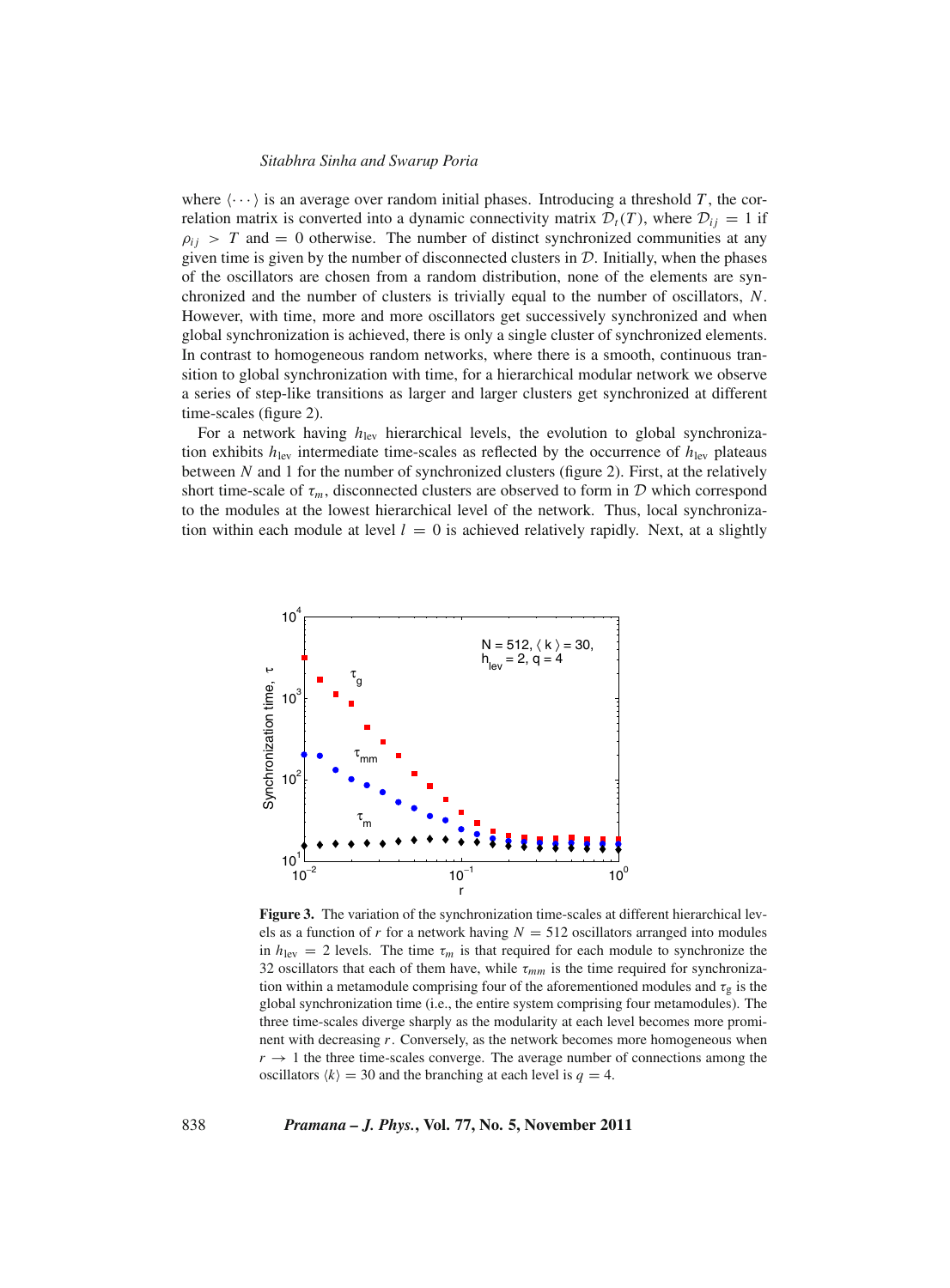where $\langle \cdots \rangle$ is an average over random initial phases. Introducing a threshold $T$, the correlation matrix is converted into a dynamic connectivity matrix $\mathcal{D}_t(T)$, where $\mathcal{D}_{ij} = 1$ if $\rho_{ij} > T$ and $= 0$ otherwise. The number of distinct synchronized communities at any given time is given by the number of disconnected clusters in $\mathcal{D}$. Initially, when the phases of the oscillators are chosen from a random distribution, none of the elements are synchronized and the number of clusters is trivially equal to the number of oscillators, $N$. However, with time, more and more oscillators get successively synchronized and when global synchronization is achieved, there is only a single cluster of synchronized elements. In contrast to homogeneous random networks, where there is a smooth, continuous transition to global synchronization with time, for a hierarchical modular network we observe a series of step-like transitions as larger and larger clusters get synchronized at different time-scales (figure 2).

For a network having $h_{\text{lev}}$ hierarchical levels, the evolution to global synchronization exhibits $h_{\text{lev}}$ intermediate time-scales as reflected by the occurrence of $h_{\text{lev}}$ plateaus between $N$ and 1 for the number of synchronized clusters (figure 2). First, at the relatively short time-scale of $\tau_m$, disconnected clusters are observed to form in $\mathcal{D}$ which correspond to the modules at the lowest hierarchical level of the network. Thus, local synchronization within each module at level $l = 0$ is achieved relatively rapidly. Next, at a slightly

**Figure 3.** The variation of the synchronization time-scales at different hierarchical levels as a function of $r$ for a network having $N = 512$ oscillators arranged into modules in $h_{\text{lev}} = 2$ levels. The time $\tau_m$ is that required for each module to synchronize the 32 oscillators that each of them have, while $\tau_{mm}$ is the time required for synchronization within a metamodule comprising four of the aforementioned modules and $\tau_g$ is the global synchronization time (i.e., the entire system comprising four metamodules). The three time-scales diverge sharply as the modularity at each level becomes more prominent with decreasing $r$. Conversely, as the network becomes more homogeneous when $r \to 1$ the three time-scales converge. The average number of connections among the oscillators $\langle k \rangle = 30$ and the branching at each level is $q = 4$.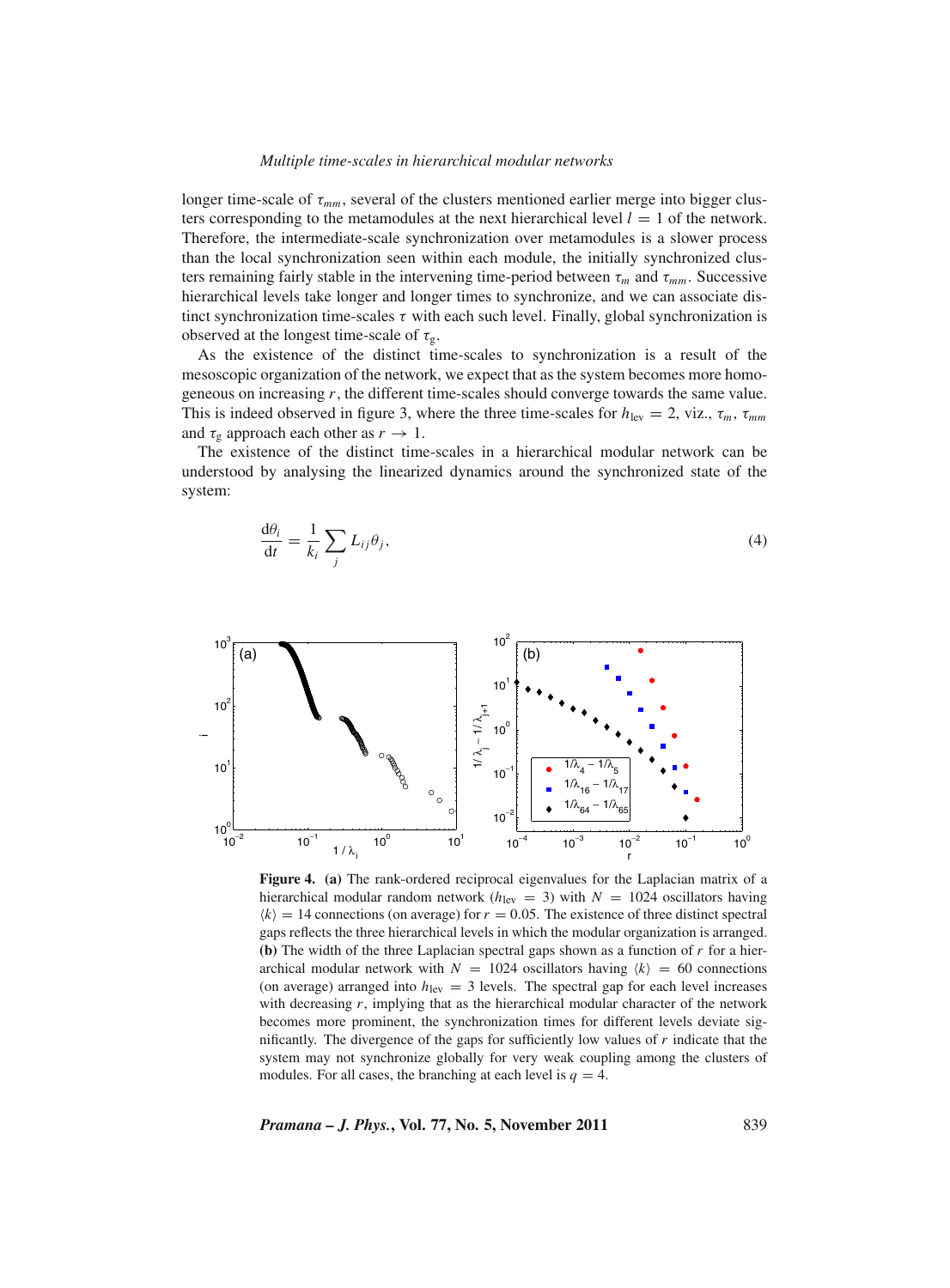longer time-scale of $\tau_{mm}$, several of the clusters mentioned earlier merge into bigger clusters corresponding to the metamodules at the next hierarchical level $l = 1$ of the network. Therefore, the intermediate-scale synchronization over metamodules is a slower process than the local synchronization seen within each module, the initially synchronized clusters remaining fairly stable in the intervening time-period between $\tau_m$ and $\tau_{mm}$. Successive hierarchical levels take longer and longer times to synchronize, and we can associate distinct synchronization time-scales $\tau$ with each such level. Finally, global synchronization is observed at the longest time-scale of $\tau_g$.

As the existence of the distinct time-scales to synchronization is a result of the mesoscopic organization of the network, we expect that as the system becomes more homogeneous on increasing $r$, the different time-scales should converge towards the same value. This is indeed observed in figure 3, where the three time-scales for $h_{\rm lev} = 2$, viz., $\tau_m$, $\tau_{mm}$ and $\tau_g$ approach each other as $r \to 1$.

The existence of the distinct time-scales in a hierarchical modular network can be understood by analysing the linearized dynamics around the synchronized state of the system:

$$\frac{\mathrm{d}\theta_i}{\mathrm{d}t} = \frac{1}{k_i} \sum_j L_{ij} \theta_j, \tag{4}$$

**Figure 4.** **(a)** The rank-ordered reciprocal eigenvalues for the Laplacian matrix of a hierarchical modular random network ($h_{\rm lev} = 3$) with $N = 1024$ oscillators having $\langle k \rangle = 14$ connections (on average) for $r = 0.05$. The existence of three distinct spectral gaps reflects the three hierarchical levels in which the modular organization is arranged. **(b)** The width of the three Laplacian spectral gaps shown as a function of $r$ for a hierarchical modular network with $N = 1024$ oscillators having $\langle k \rangle = 60$ connections (on average) arranged into $h_{\rm lev} = 3$ levels. The spectral gap for each level increases with decreasing $r$, implying that as the hierarchical modular character of the network becomes more prominent, the synchronization times for different levels deviate significantly. The divergence of the gaps for sufficiently low values of $r$ indicate that the system may not synchronize globally for very weak coupling among the clusters of modules. For all cases, the branching at each level is $q = 4$.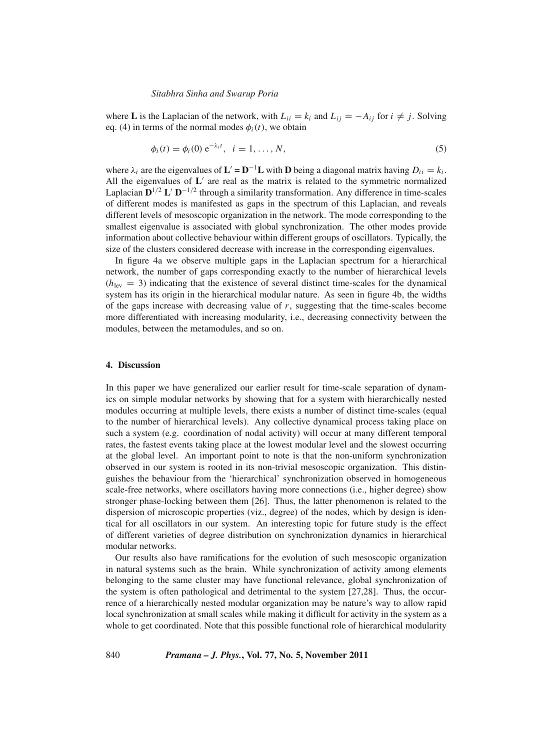where $\mathbf{L}$ is the Laplacian of the network, with $L_{ii} = k_i$ and $L_{ij} = -A_{ij}$ for $i \neq j$. Solving eq. (4) in terms of the normal modes $\phi_i(t)$, we obtain

$$\phi_i(t) = \phi_i(0)\,\mathrm{e}^{-\lambda_i t}, \quad i = 1, \ldots, N, \tag{5}$$

where $\lambda_i$ are the eigenvalues of $\mathbf{L}' = \mathbf{D}^{-1}\mathbf{L}$ with $\mathbf{D}$ being a diagonal matrix having $D_{ii} = k_i$. All the eigenvalues of $\mathbf{L}'$ are real as the matrix is related to the symmetric normalized Laplacian $\mathbf{D}^{1/2}\,\mathbf{L}'\,\mathbf{D}^{-1/2}$ through a similarity transformation. Any difference in time-scales of different modes is manifested as gaps in the spectrum of this Laplacian, and reveals different levels of mesoscopic organization in the network. The mode corresponding to the smallest eigenvalue is associated with global synchronization. The other modes provide information about collective behaviour within different groups of oscillators. Typically, the size of the clusters considered decrease with increase in the corresponding eigenvalues.

In figure 4a we observe multiple gaps in the Laplacian spectrum for a hierarchical network, the number of gaps corresponding exactly to the number of hierarchical levels ($h_{\mathrm{lev}} = 3$) indicating that the existence of several distinct time-scales for the dynamical system has its origin in the hierarchical modular nature. As seen in figure 4b, the widths of the gaps increase with decreasing value of $r$, suggesting that the time-scales become more differentiated with increasing modularity, i.e., decreasing connectivity between the modules, between the metamodules, and so on.

## 4. Discussion

In this paper we have generalized our earlier result for time-scale separation of dynamics on simple modular networks by showing that for a system with hierarchically nested modules occurring at multiple levels, there exists a number of distinct time-scales (equal to the number of hierarchical levels). Any collective dynamical process taking place on such a system (e.g. coordination of nodal activity) will occur at many different temporal rates, the fastest events taking place at the lowest modular level and the slowest occurring at the global level. An important point to note is that the non-uniform synchronization observed in our system is rooted in its non-trivial mesoscopic organization. This distinguishes the behaviour from the 'hierarchical' synchronization observed in homogeneous scale-free networks, where oscillators having more connections (i.e., higher degree) show stronger phase-locking between them [26]. Thus, the latter phenomenon is related to the dispersion of microscopic properties (viz., degree) of the nodes, which by design is identical for all oscillators in our system. An interesting topic for future study is the effect of different varieties of degree distribution on synchronization dynamics in hierarchical modular networks.

Our results also have ramifications for the evolution of such mesoscopic organization in natural systems such as the brain. While synchronization of activity among elements belonging to the same cluster may have functional relevance, global synchronization of the system is often pathological and detrimental to the system [27,28]. Thus, the occurrence of a hierarchically nested modular organization may be nature's way to allow rapid local synchronization at small scales while making it difficult for activity in the system as a whole to get coordinated. Note that this possible functional role of hierarchical modularity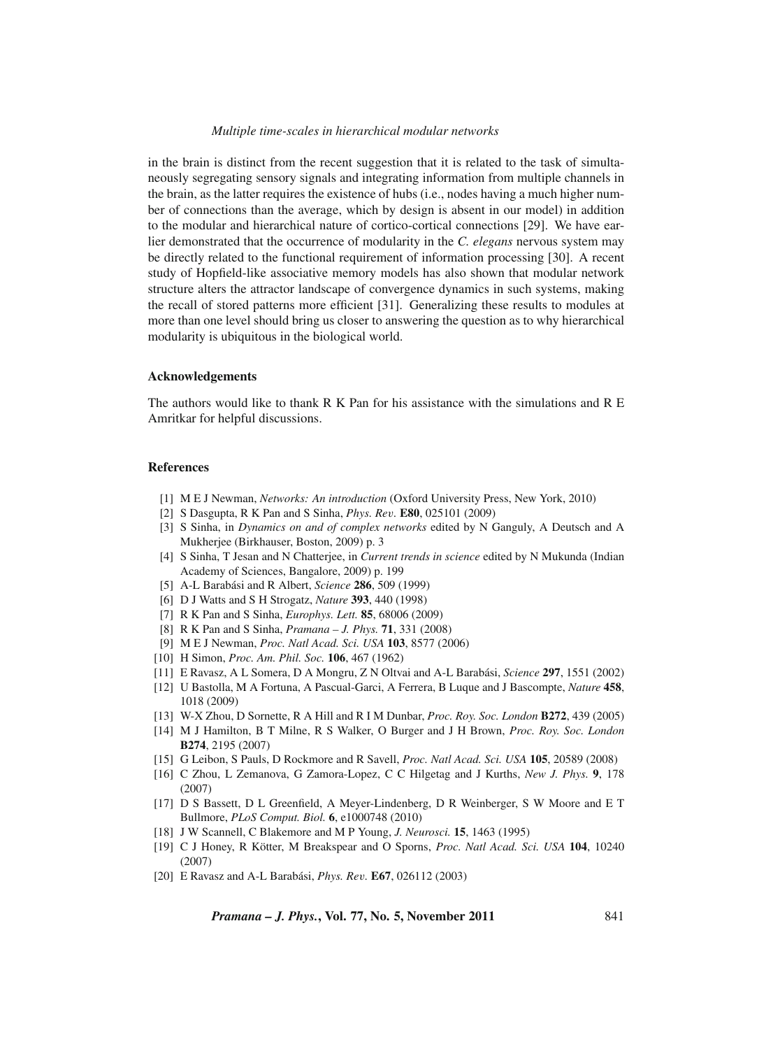in the brain is distinct from the recent suggestion that it is related to the task of simultaneously segregating sensory signals and integrating information from multiple channels in the brain, as the latter requires the existence of hubs (i.e., nodes having a much higher number of connections than the average, which by design is absent in our model) in addition to the modular and hierarchical nature of cortico-cortical connections [29]. We have earlier demonstrated that the occurrence of modularity in the *C. elegans* nervous system may be directly related to the functional requirement of information processing [30]. A recent study of Hopfield-like associative memory models has also shown that modular network structure alters the attractor landscape of convergence dynamics in such systems, making the recall of stored patterns more efficient [31]. Generalizing these results to modules at more than one level should bring us closer to answering the question as to why hierarchical modularity is ubiquitous in the biological world.

### Acknowledgements

The authors would like to thank R K Pan for his assistance with the simulations and R E Amritkar for helpful discussions.

### References

[1] M E J Newman, *Networks: An introduction* (Oxford University Press, New York, 2010)
[2] S Dasgupta, R K Pan and S Sinha, *Phys. Rev.* **E80**, 025101 (2009)
[3] S Sinha, in *Dynamics on and of complex networks* edited by N Ganguly, A Deutsch and A Mukherjee (Birkhauser, Boston, 2009) p. 3
[4] S Sinha, T Jesan and N Chatterjee, in *Current trends in science* edited by N Mukunda (Indian Academy of Sciences, Bangalore, 2009) p. 199
[5] A-L Barabási and R Albert, *Science* **286**, 509 (1999)
[6] D J Watts and S H Strogatz, *Nature* **393**, 440 (1998)
[7] R K Pan and S Sinha, *Europhys. Lett.* **85**, 68006 (2009)
[8] R K Pan and S Sinha, *Pramana – J. Phys.* **71**, 331 (2008)
[9] M E J Newman, *Proc. Natl Acad. Sci. USA* **103**, 8577 (2006)
[10] H Simon, *Proc. Am. Phil. Soc.* **106**, 467 (1962)
[11] E Ravasz, A L Somera, D A Mongru, Z N Oltvai and A-L Barabási, *Science* **297**, 1551 (2002)
[12] U Bastolla, M A Fortuna, A Pascual-Garci, A Ferrera, B Luque and J Bascompte, *Nature* **458**, 1018 (2009)
[13] W-X Zhou, D Sornette, R A Hill and R I M Dunbar, *Proc. Roy. Soc. London* **B272**, 439 (2005)
[14] M J Hamilton, B T Milne, R S Walker, O Burger and J H Brown, *Proc. Roy. Soc. London* **B274**, 2195 (2007)
[15] G Leibon, S Pauls, D Rockmore and R Savell, *Proc. Natl Acad. Sci. USA* **105**, 20589 (2008)
[16] C Zhou, L Zemanova, G Zamora-Lopez, C C Hilgetag and J Kurths, *New J. Phys.* **9**, 178 (2007)
[17] D S Bassett, D L Greenfield, A Meyer-Lindenberg, D R Weinberger, S W Moore and E T Bullmore, *PLoS Comput. Biol.* **6**, e1000748 (2010)
[18] J W Scannell, C Blakemore and M P Young, *J. Neurosci.* **15**, 1463 (1995)
[19] C J Honey, R Kötter, M Breakspear and O Sporns, *Proc. Natl Acad. Sci. USA* **104**, 10240 (2007)
[20] E Ravasz and A-L Barabási, *Phys. Rev.* **E67**, 026112 (2003)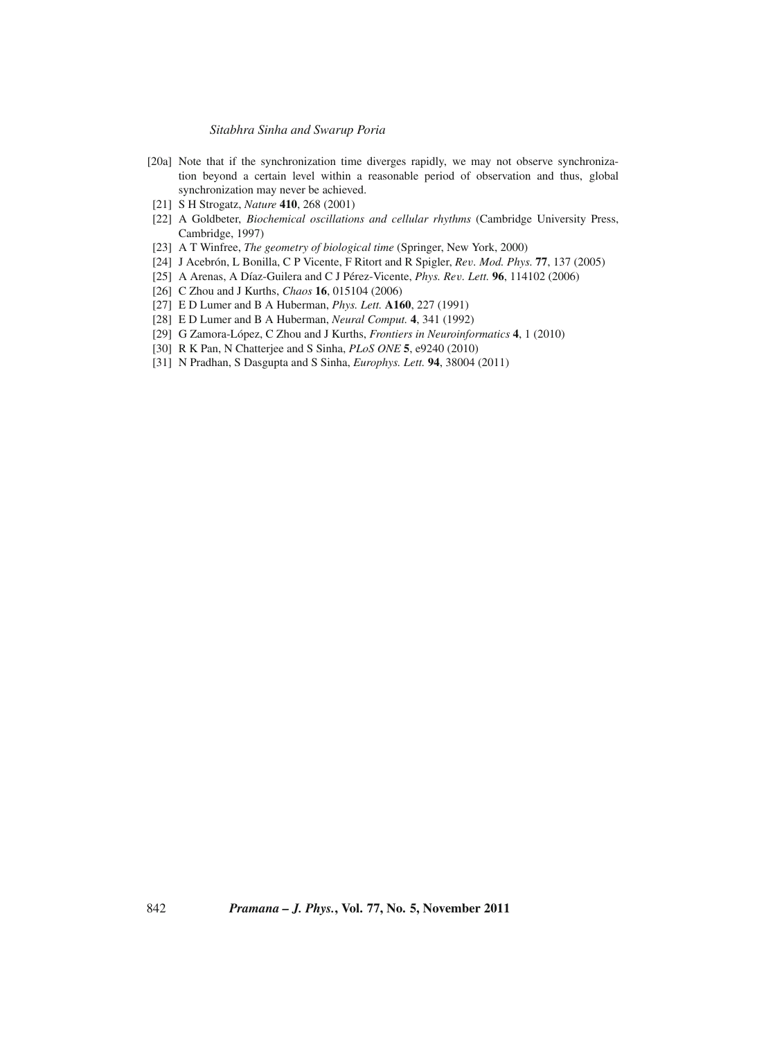[20a] Note that if the synchronization time diverges rapidly, we may not observe synchronization beyond a certain level within a reasonable period of observation and thus, global synchronization may never be achieved.

[21] S H Strogatz, *Nature* **410**, 268 (2001)

[22] A Goldbeter, *Biochemical oscillations and cellular rhythms* (Cambridge University Press, Cambridge, 1997)

[23] A T Winfree, *The geometry of biological time* (Springer, New York, 2000)

[24] J Acebrón, L Bonilla, C P Vicente, F Ritort and R Spigler, *Rev. Mod. Phys.* **77**, 137 (2005)

[25] A Arenas, A Díaz-Guilera and C J Pérez-Vicente, *Phys. Rev. Lett.* **96**, 114102 (2006)

[26] C Zhou and J Kurths, *Chaos* **16**, 015104 (2006)

[27] E D Lumer and B A Huberman, *Phys. Lett.* **A160**, 227 (1991)

[28] E D Lumer and B A Huberman, *Neural Comput.* **4**, 341 (1992)

[29] G Zamora-López, C Zhou and J Kurths, *Frontiers in Neuroinformatics* **4**, 1 (2010)

[30] R K Pan, N Chatterjee and S Sinha, *PLoS ONE* **5**, e9240 (2010)

[31] N Pradhan, S Dasgupta and S Sinha, *Europhys. Lett.* **94**, 38004 (2011)